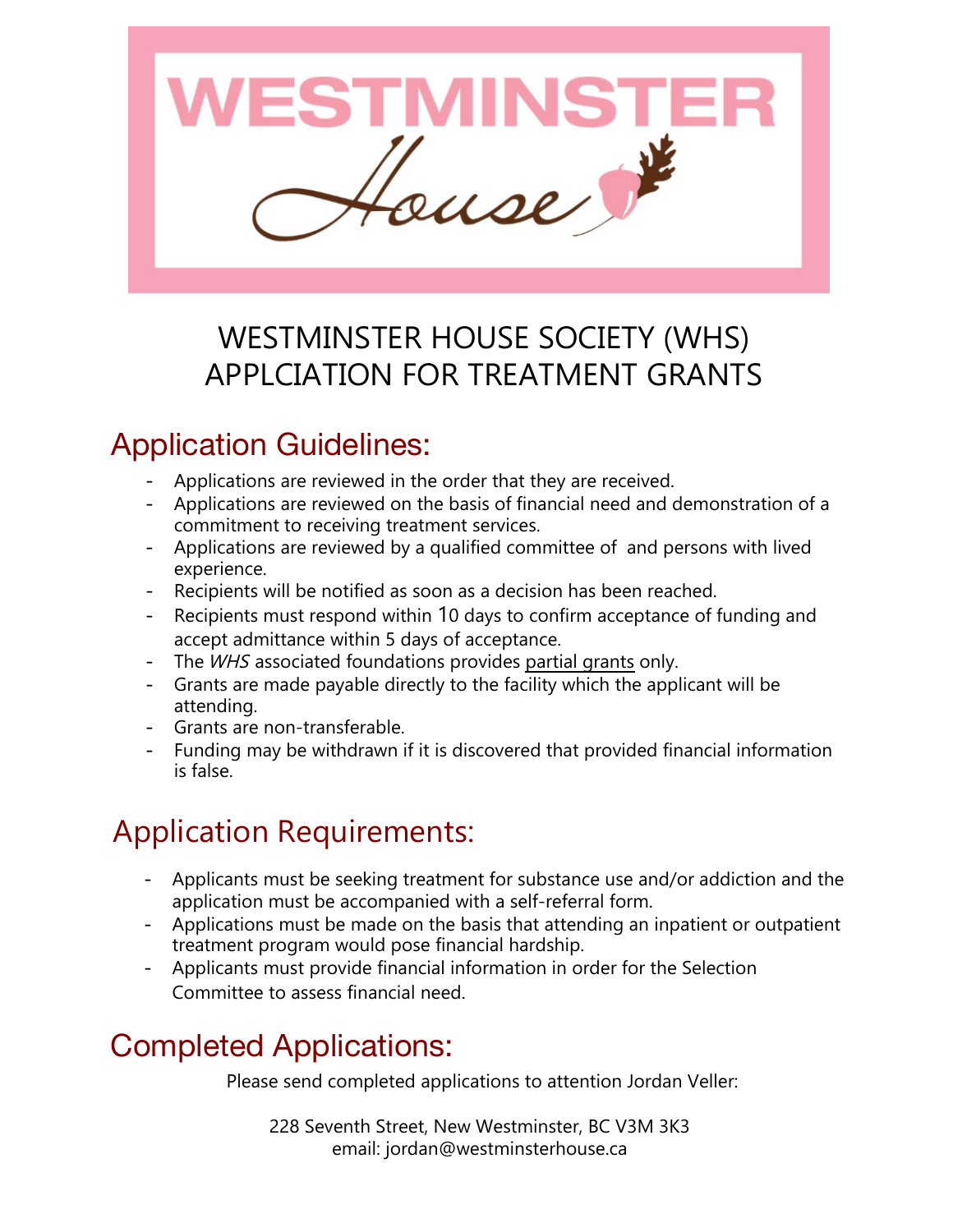WESTMINSTER House

# WESTMINSTER HOUSE SOCIETY (WHS) APPLCIATION FOR TREATMENT GRANTS

## Application Guidelines:

- Applications are reviewed in the order that they are received.
- Applications are reviewed on the basis of financial need and demonstration of a commitment to receiving treatment services.
- Applications are reviewed by a qualified committee of  and persons with lived experience.
- Recipients will be notified as soon as a decision has been reached.
- Recipients must respond within 10 days to confirm acceptance of funding and accept admittance within 5 days of acceptance.
- The *WHS* associated foundations provides partial grants only.
- Grants are made payable directly to the facility which the applicant will be attending.
- Grants are non-transferable.
- Funding may be withdrawn if it is discovered that provided financial information is false.

## Application Requirements:

- Applicants must be seeking treatment for substance use and/or addiction and the application must be accompanied with a self-referral form.
- Applications must be made on the basis that attending an inpatient or outpatient treatment program would pose financial hardship.
- Applicants must provide financial information in order for the Selection Committee to assess financial need.

## Completed Applications:

Please send completed applications to attention Jordan Veller:

228 Seventh Street, New Westminster, BC V3M 3K3
email: jordan@westminsterhouse.ca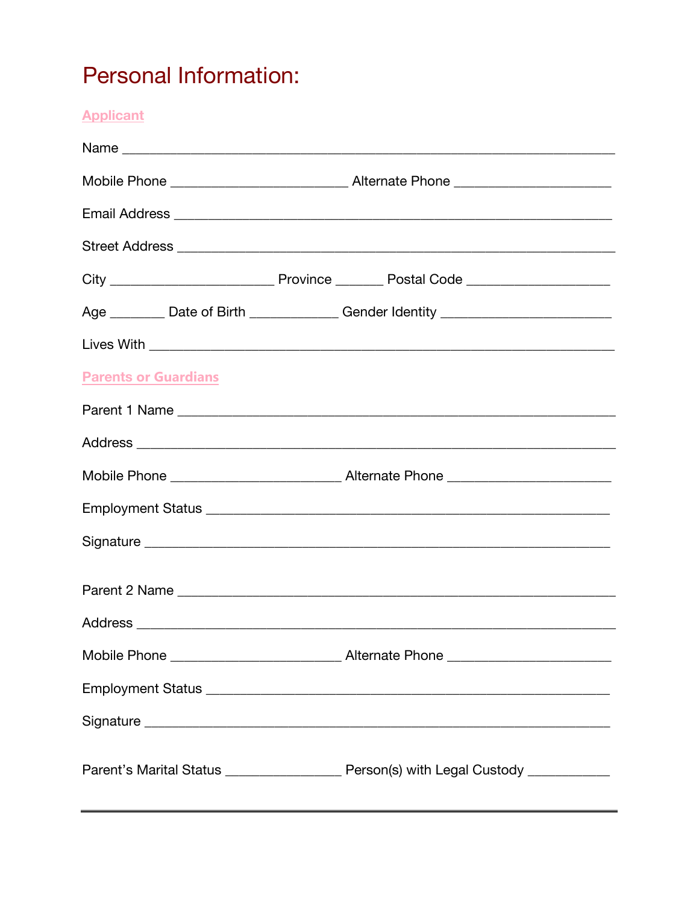# Personal Information:

**Applicant**

Name ___________________________________________________________________

Mobile Phone ________________________ Alternate Phone _____________________

Email Address ___________________________________________________________

Street Address ___________________________________________________________

City ______________________ Province ______ Postal Code ___________________

Age _______ Date of Birth ____________ Gender Identity _______________________

Lives With ______________________________________________________________

**Parents or Guardians**

Parent 1 Name ___________________________________________________________

Address ________________________________________________________________

Mobile Phone _______________________ Alternate Phone ______________________

Employment Status _______________________________________________________

Signature _______________________________________________________________

Parent 2 Name ___________________________________________________________

Address ________________________________________________________________

Mobile Phone _______________________ Alternate Phone ______________________

Employment Status _______________________________________________________

Signature _______________________________________________________________

Parent's Marital Status ________________ Person(s) with Legal Custody ___________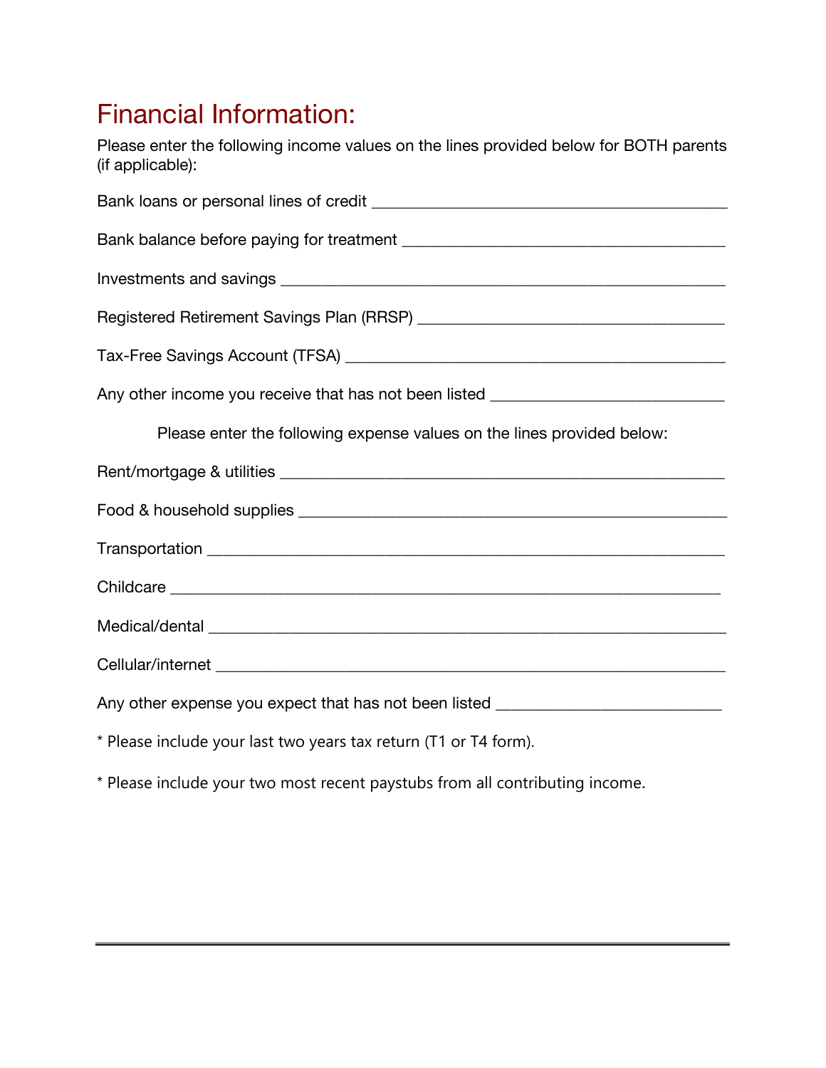# Financial Information:

Please enter the following income values on the lines provided below for BOTH parents (if applicable):

Bank loans or personal lines of credit ___________________________________________

Bank balance before paying for treatment ______________________________________

Investments and savings ___________________________________________________

Registered Retirement Savings Plan (RRSP) _____________________________________

Tax-Free Savings Account (TFSA) _____________________________________________

Any other income you receive that has not been listed ____________________________

Please enter the following expense values on the lines provided below:

Rent/mortgage & utilities ___________________________________________________

Food & household supplies __________________________________________________

Transportation ___________________________________________________________

Childcare _______________________________________________________________

Medical/dental ___________________________________________________________

Cellular/internet __________________________________________________________

Any other expense you expect that has not been listed ___________________________

* Please include your last two years tax return (T1 or T4 form).

* Please include your two most recent paystubs from all contributing income.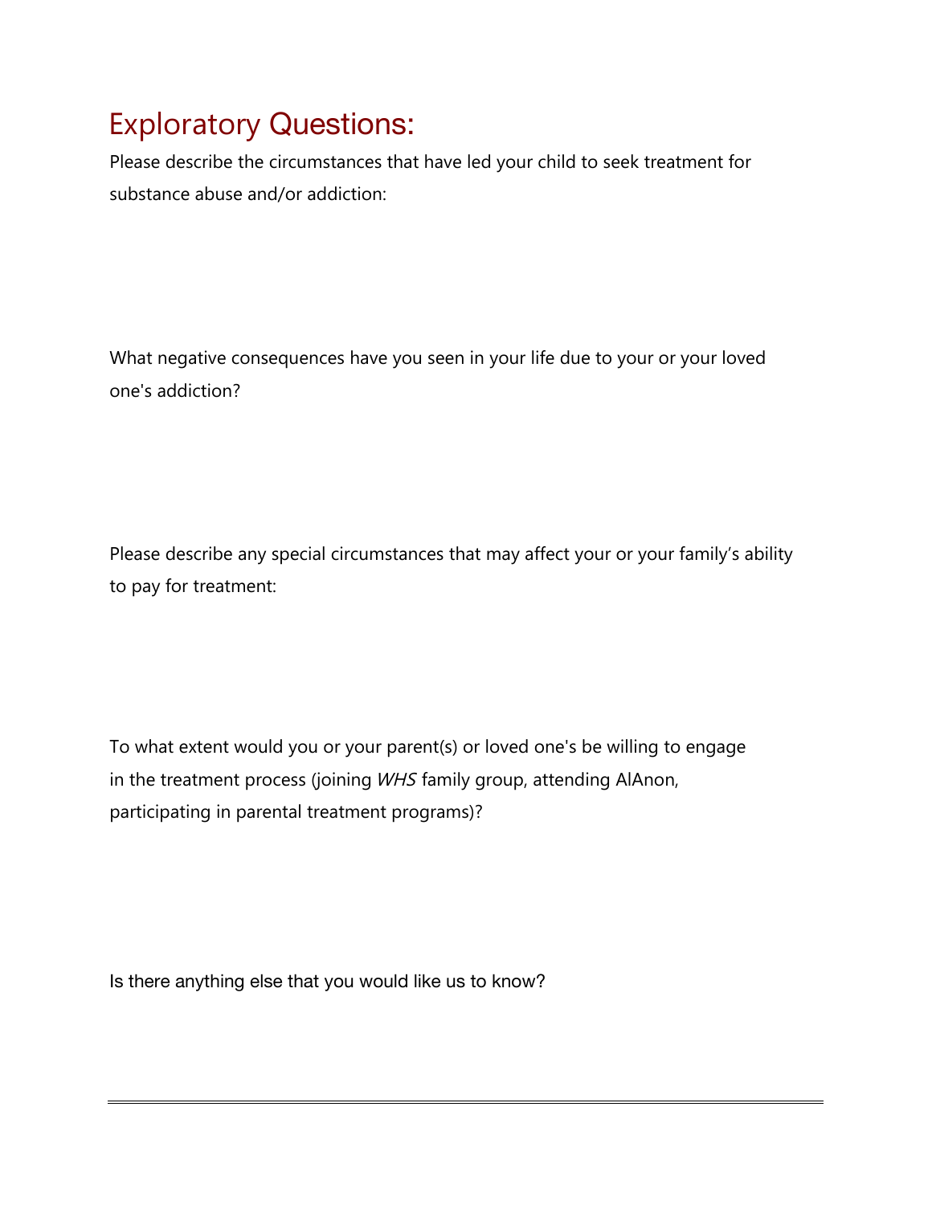# Exploratory Questions:

Please describe the circumstances that have led your child to seek treatment for substance abuse and/or addiction:

What negative consequences have you seen in your life due to your or your loved one's addiction?

Please describe any special circumstances that may affect your or your family's ability to pay for treatment:

To what extent would you or your parent(s) or loved one's be willing to engage in the treatment process (joining *WHS* family group, attending AlAnon, participating in parental treatment programs)?

Is there anything else that you would like us to know?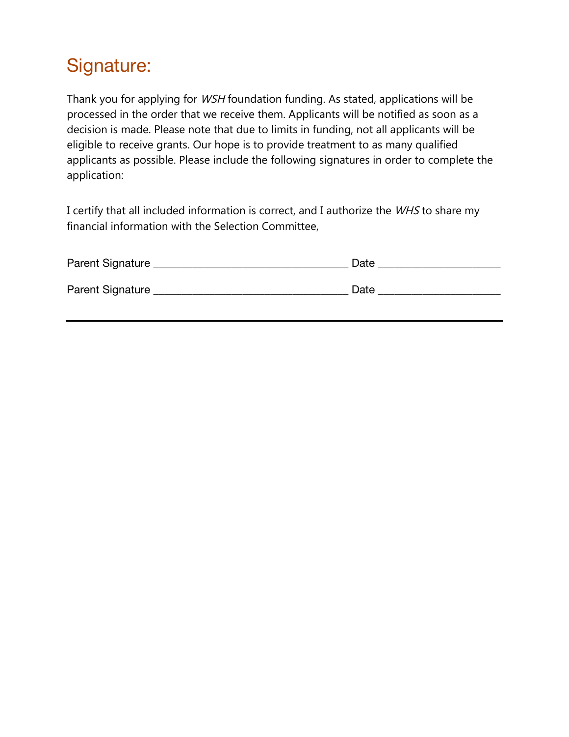# Signature:

Thank you for applying for *WSH* foundation funding. As stated, applications will be processed in the order that we receive them. Applicants will be notified as soon as a decision is made. Please note that due to limits in funding, not all applicants will be eligible to receive grants. Our hope is to provide treatment to as many qualified applicants as possible. Please include the following signatures in order to complete the application:

I certify that all included information is correct, and I authorize the *WHS* to share my financial information with the Selection Committee,

Parent Signature ___________________________________ Date ______________________

Parent Signature ___________________________________ Date ______________________